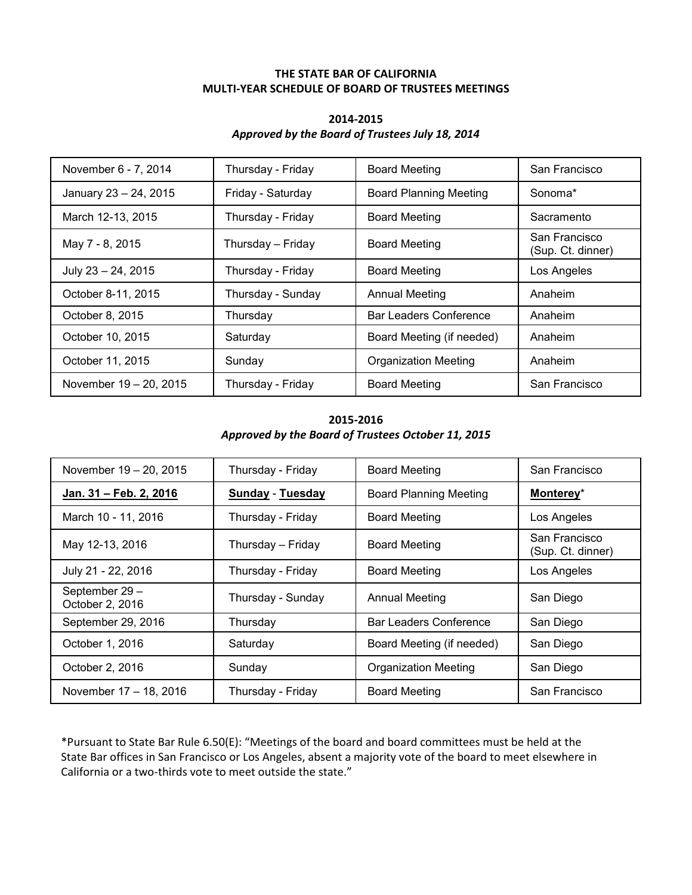**THE STATE BAR OF CALIFORNIA**
**MULTI-YEAR SCHEDULE OF BOARD OF TRUSTEES MEETINGS**

**2014-2015**
***Approved by the Board of Trustees July 18, 2014***

| | | | |
|---|---|---|---|
| November 6 - 7, 2014 | Thursday - Friday | Board Meeting | San Francisco |
| January 23 – 24, 2015 | Friday - Saturday | Board Planning Meeting | Sonoma* |
| March 12-13, 2015 | Thursday - Friday | Board Meeting | Sacramento |
| May 7 - 8, 2015 | Thursday – Friday | Board Meeting | San Francisco (Sup. Ct. dinner) |
| July 23 – 24, 2015 | Thursday - Friday | Board Meeting | Los Angeles |
| October 8-11, 2015 | Thursday - Sunday | Annual Meeting | Anaheim |
| October 8, 2015 | Thursday | Bar Leaders Conference | Anaheim |
| October 10, 2015 | Saturday | Board Meeting (if needed) | Anaheim |
| October 11, 2015 | Sunday | Organization Meeting | Anaheim |
| November 19 – 20, 2015 | Thursday - Friday | Board Meeting | San Francisco |

**2015-2016**
***Approved by the Board of Trustees October 11, 2015***

| | | | |
|---|---|---|---|
| November 19 – 20, 2015 | Thursday - Friday | Board Meeting | San Francisco |
| **Jan. 31 – Feb. 2, 2016** | **Sunday** - **Tuesday** | Board Planning Meeting | **Monterey*** |
| March 10 - 11, 2016 | Thursday - Friday | Board Meeting | Los Angeles |
| May 12-13, 2016 | Thursday – Friday | Board Meeting | San Francisco (Sup. Ct. dinner) |
| July 21 - 22, 2016 | Thursday - Friday | Board Meeting | Los Angeles |
| September 29 – October 2, 2016 | Thursday - Sunday | Annual Meeting | San Diego |
| September 29, 2016 | Thursday | Bar Leaders Conference | San Diego |
| October 1, 2016 | Saturday | Board Meeting (if needed) | San Diego |
| October 2, 2016 | Sunday | Organization Meeting | San Diego |
| November 17 – 18, 2016 | Thursday - Friday | Board Meeting | San Francisco |

*Pursuant to State Bar Rule 6.50(E): "Meetings of the board and board committees must be held at the State Bar offices in San Francisco or Los Angeles, absent a majority vote of the board to meet elsewhere in California or a two-thirds vote to meet outside the state."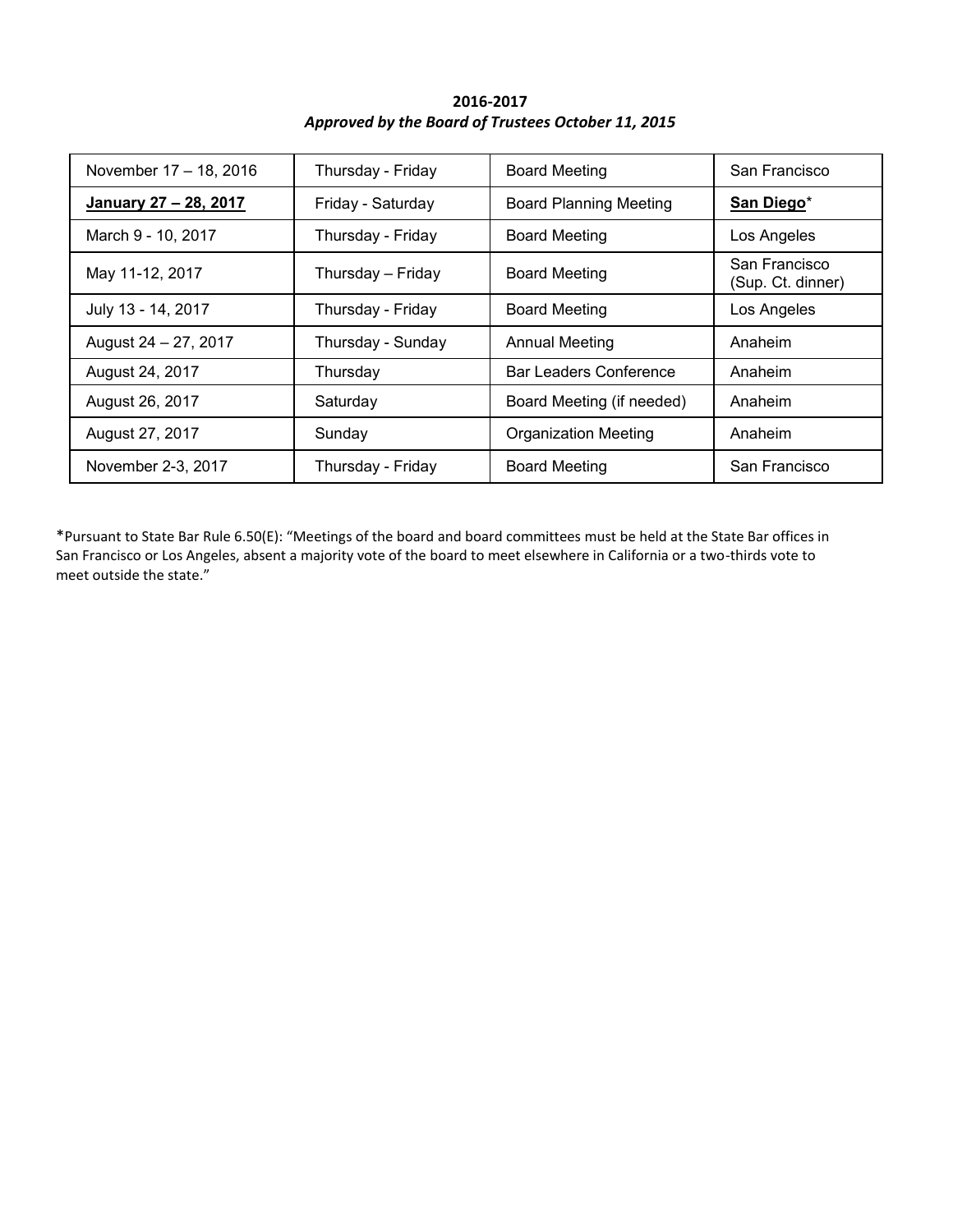**2016-2017**

***Approved by the Board of Trustees October 11, 2015***

| | | | |
|---|---|---|---|
| November 17 – 18, 2016 | Thursday - Friday | Board Meeting | San Francisco |
| **January 27 – 28, 2017** | Friday - Saturday | Board Planning Meeting | **San Diego**\* |
| March 9 - 10, 2017 | Thursday - Friday | Board Meeting | Los Angeles |
| May 11-12, 2017 | Thursday – Friday | Board Meeting | San Francisco (Sup. Ct. dinner) |
| July 13 - 14, 2017 | Thursday - Friday | Board Meeting | Los Angeles |
| August 24 – 27, 2017 | Thursday - Sunday | Annual Meeting | Anaheim |
| August 24, 2017 | Thursday | Bar Leaders Conference | Anaheim |
| August 26, 2017 | Saturday | Board Meeting (if needed) | Anaheim |
| August 27, 2017 | Sunday | Organization Meeting | Anaheim |
| November 2-3, 2017 | Thursday - Friday | Board Meeting | San Francisco |

\*Pursuant to State Bar Rule 6.50(E): "Meetings of the board and board committees must be held at the State Bar offices in San Francisco or Los Angeles, absent a majority vote of the board to meet elsewhere in California or a two-thirds vote to meet outside the state."